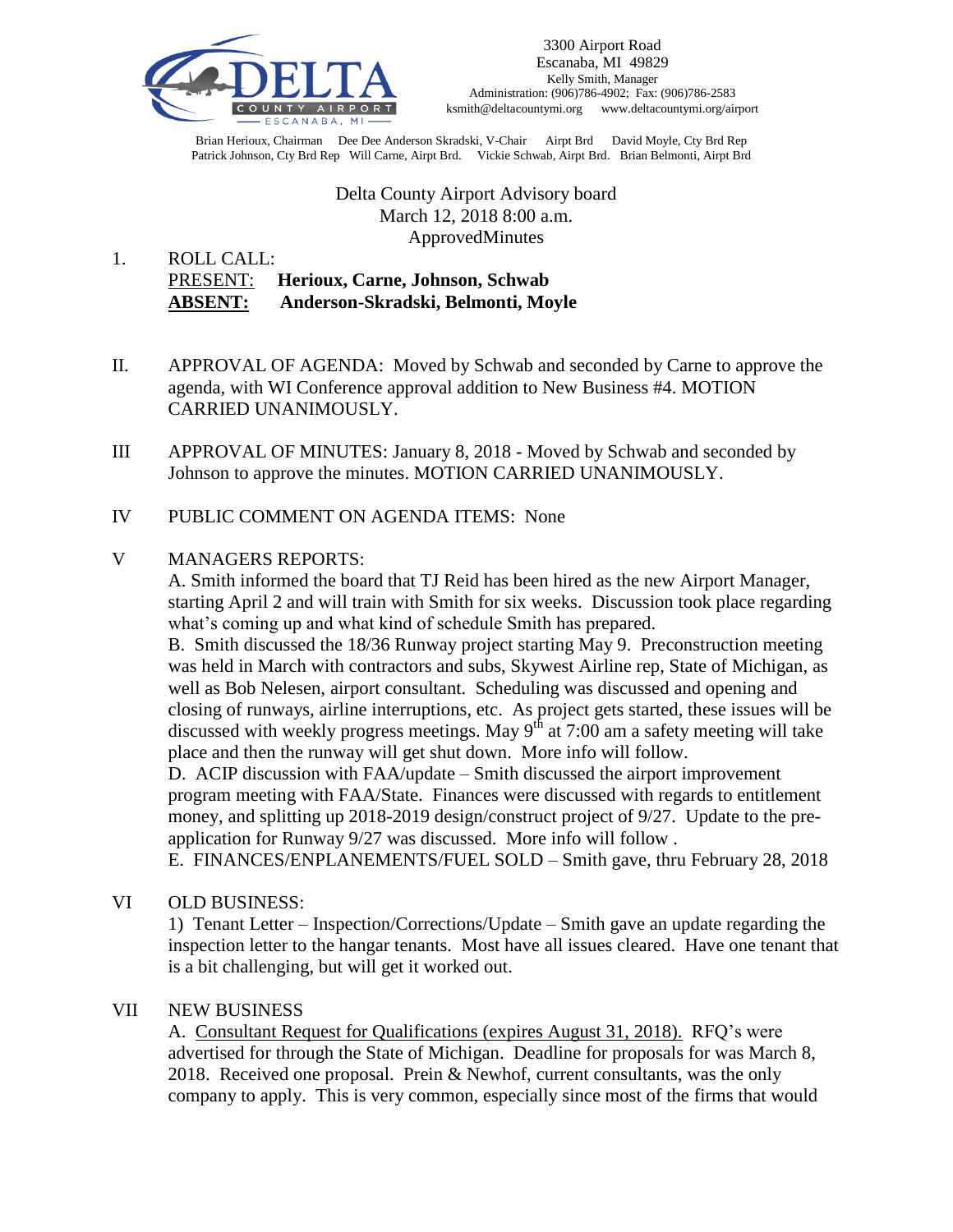3300 Airport Road
Escanaba, MI 49829
Kelly Smith, Manager
Administration: (906)786-4902; Fax: (906)786-2583
ksmith@deltacountymi.org www.deltacountymi.org/airport

Brian Herioux, Chairman Dee Dee Anderson Skradski, V-Chair Airpt Brd David Moyle, Cty Brd Rep
Patrick Johnson, Cty Brd Rep Will Carne, Airpt Brd. Vickie Schwab, Airpt Brd. Brian Belmonti, Airpt Brd

Delta County Airport Advisory board
March 12, 2018 8:00 a.m.
ApprovedMinutes

1. ROLL CALL:
   PRESENT: **Herioux, Carne, Johnson, Schwab**
   **ABSENT: Anderson-Skradski, Belmonti, Moyle**

II. APPROVAL OF AGENDA: Moved by Schwab and seconded by Carne to approve the agenda, with WI Conference approval addition to New Business #4. MOTION CARRIED UNANIMOUSLY.

III APPROVAL OF MINUTES: January 8, 2018 - Moved by Schwab and seconded by Johnson to approve the minutes. MOTION CARRIED UNANIMOUSLY.

IV PUBLIC COMMENT ON AGENDA ITEMS: None

V MANAGERS REPORTS:

A. Smith informed the board that TJ Reid has been hired as the new Airport Manager, starting April 2 and will train with Smith for six weeks. Discussion took place regarding what's coming up and what kind of schedule Smith has prepared.

B. Smith discussed the 18/36 Runway project starting May 9. Preconstruction meeting was held in March with contractors and subs, Skywest Airline rep, State of Michigan, as well as Bob Nelesen, airport consultant. Scheduling was discussed and opening and closing of runways, airline interruptions, etc. As project gets started, these issues will be discussed with weekly progress meetings. May 9th at 7:00 am a safety meeting will take place and then the runway will get shut down. More info will follow.

D. ACIP discussion with FAA/update – Smith discussed the airport improvement program meeting with FAA/State. Finances were discussed with regards to entitlement money, and splitting up 2018-2019 design/construct project of 9/27. Update to the pre-application for Runway 9/27 was discussed. More info will follow .

E. FINANCES/ENPLANEMENTS/FUEL SOLD – Smith gave, thru February 28, 2018

VI OLD BUSINESS:

1) Tenant Letter – Inspection/Corrections/Update – Smith gave an update regarding the inspection letter to the hangar tenants. Most have all issues cleared. Have one tenant that is a bit challenging, but will get it worked out.

VII NEW BUSINESS

A. Consultant Request for Qualifications (expires August 31, 2018). RFQ's were advertised for through the State of Michigan. Deadline for proposals for was March 8, 2018. Received one proposal. Prein & Newhof, current consultants, was the only company to apply. This is very common, especially since most of the firms that would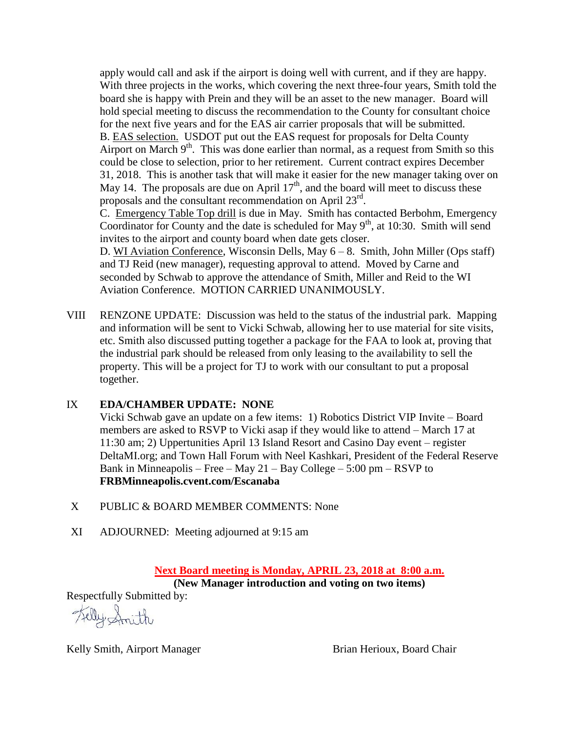apply would call and ask if the airport is doing well with current, and if they are happy. With three projects in the works, which covering the next three-four years, Smith told the board she is happy with Prein and they will be an asset to the new manager. Board will hold special meeting to discuss the recommendation to the County for consultant choice for the next five years and for the EAS air carrier proposals that will be submitted.

B. EAS selection. USDOT put out the EAS request for proposals for Delta County Airport on March 9th. This was done earlier than normal, as a request from Smith so this could be close to selection, prior to her retirement. Current contract expires December 31, 2018. This is another task that will make it easier for the new manager taking over on May 14. The proposals are due on April 17th, and the board will meet to discuss these proposals and the consultant recommendation on April 23rd.

C. Emergency Table Top drill is due in May. Smith has contacted Berbohm, Emergency Coordinator for County and the date is scheduled for May 9th, at 10:30. Smith will send invites to the airport and county board when date gets closer.

D. WI Aviation Conference, Wisconsin Dells, May 6 – 8. Smith, John Miller (Ops staff) and TJ Reid (new manager), requesting approval to attend. Moved by Carne and seconded by Schwab to approve the attendance of Smith, Miller and Reid to the WI Aviation Conference. MOTION CARRIED UNANIMOUSLY.

VIII RENZONE UPDATE: Discussion was held to the status of the industrial park. Mapping and information will be sent to Vicki Schwab, allowing her to use material for site visits, etc. Smith also discussed putting together a package for the FAA to look at, proving that the industrial park should be released from only leasing to the availability to sell the property. This will be a project for TJ to work with our consultant to put a proposal together.

IX **EDA/CHAMBER UPDATE: NONE**

Vicki Schwab gave an update on a few items: 1) Robotics District VIP Invite – Board members are asked to RSVP to Vicki asap if they would like to attend – March 17 at 11:30 am; 2) Uppertunities April 13 Island Resort and Casino Day event – register DeltaMI.org; and Town Hall Forum with Neel Kashkari, President of the Federal Reserve Bank in Minneapolis – Free – May 21 – Bay College – 5:00 pm – RSVP to **FRBMinneapolis.cvent.com/Escanaba**

X PUBLIC & BOARD MEMBER COMMENTS: None

XI ADJOURNED: Meeting adjourned at 9:15 am

**Next Board meeting is Monday, APRIL 23, 2018 at 8:00 a.m.**

**(New Manager introduction and voting on two items)**

Respectfully Submitted by:

Kelly Smith

Kelly Smith, Airport Manager

Brian Herioux, Board Chair